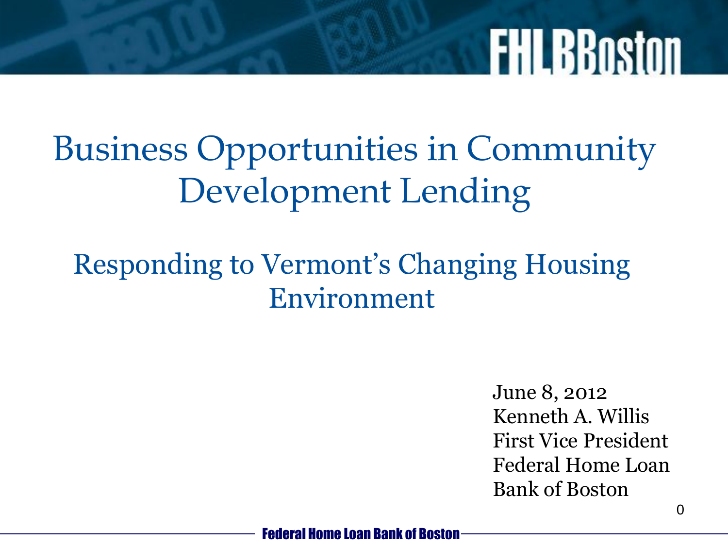# Business Opportunities in Community Development Lending

## Responding to Vermont's Changing Housing Environment

June 8, 2012
Kenneth A. Willis
First Vice President
Federal Home Loan Bank of Boston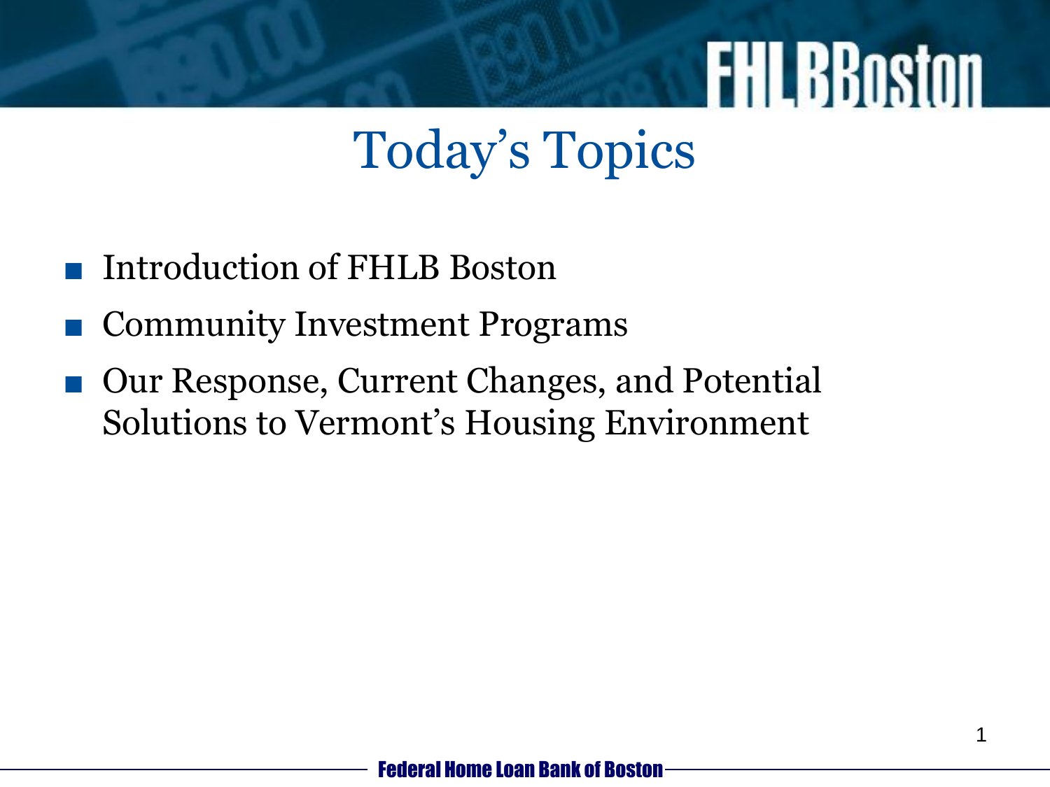# Today's Topics

- Introduction of FHLB Boston
- Community Investment Programs
- Our Response, Current Changes, and Potential Solutions to Vermont's Housing Environment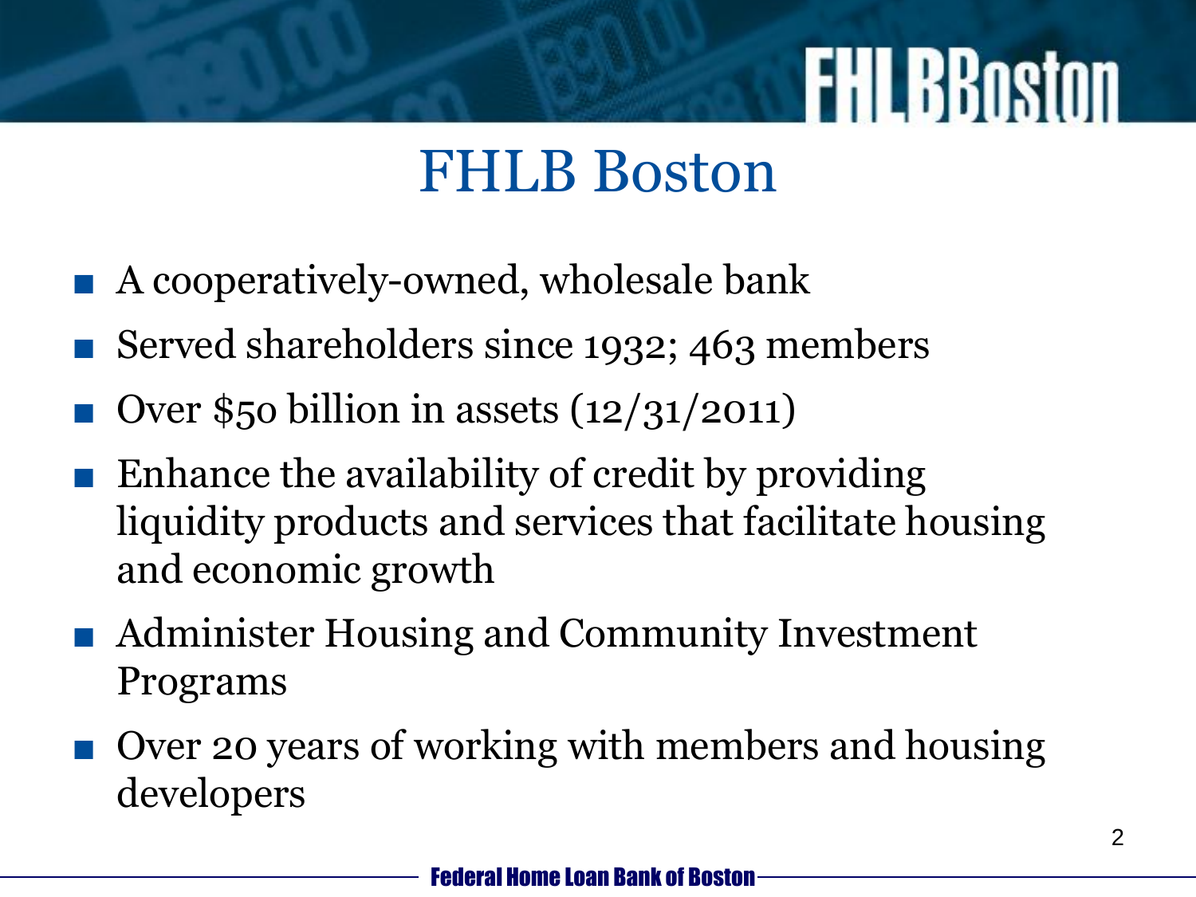# FHLB Boston

- A cooperatively-owned, wholesale bank
- Served shareholders since 1932; 463 members
- Over $50 billion in assets (12/31/2011)
- Enhance the availability of credit by providing liquidity products and services that facilitate housing and economic growth
- Administer Housing and Community Investment Programs
- Over 20 years of working with members and housing developers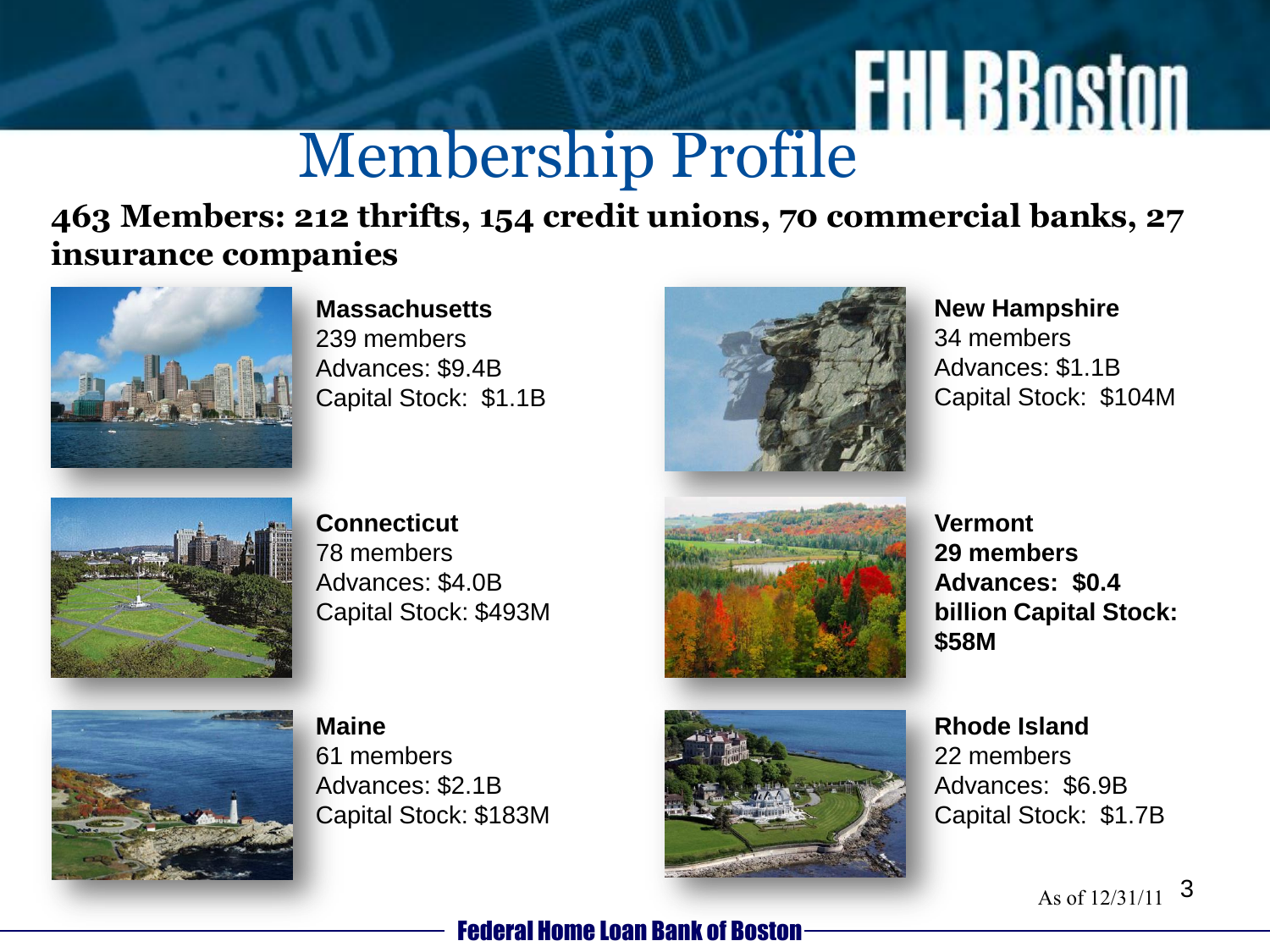# Membership Profile

**463 Members: 212 thrifts, 154 credit unions, 70 commercial banks, 27 insurance companies**

**Massachusetts**
239 members
Advances: $9.4B
Capital Stock: $1.1B

**New Hampshire**
34 members
Advances: $1.1B
Capital Stock: $104M

**Connecticut**
78 members
Advances: $4.0B
Capital Stock: $493M

**Vermont**
**29 members**
**Advances: $0.4 billion Capital Stock: $58M**

**Maine**
61 members
Advances: $2.1B
Capital Stock: $183M

**Rhode Island**
22 members
Advances: $6.9B
Capital Stock: $1.7B

As of 12/31/11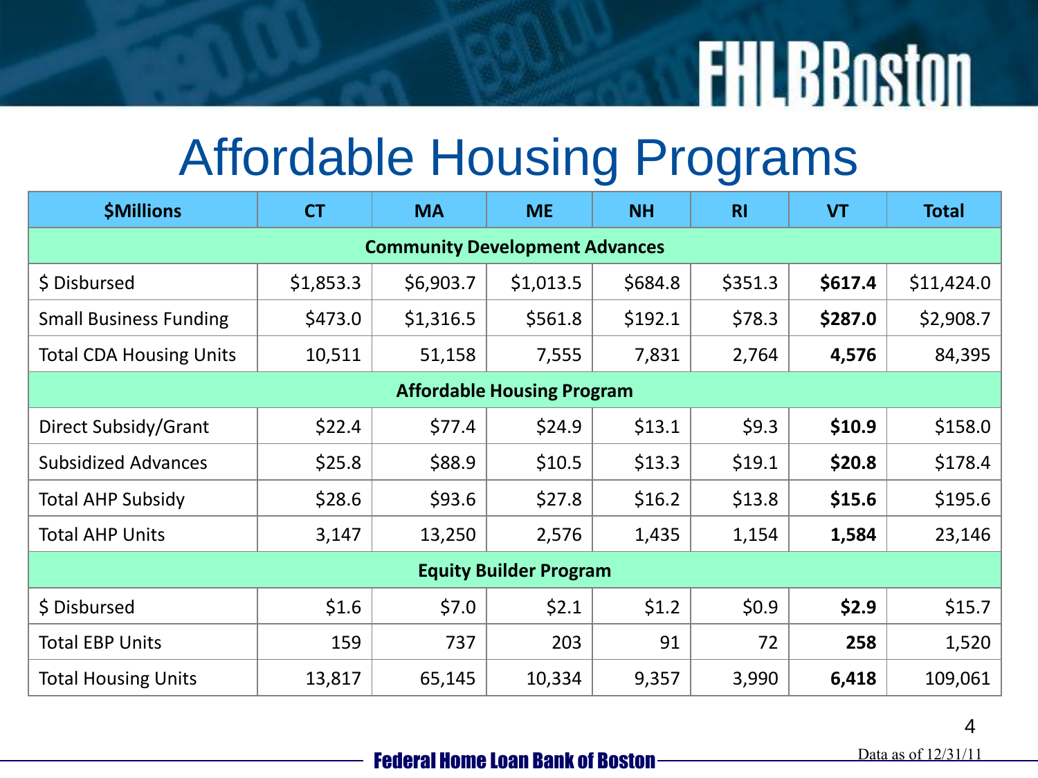# Affordable Housing Programs

| $Millions | CT | MA | ME | NH | RI | VT | Total |
|---|---|---|---|---|---|---|---|
| **Community Development Advances** | | | | | | | |
| $ Disbursed | $1,853.3 | $6,903.7 | $1,013.5 | $684.8 | $351.3 | **$617.4** | $11,424.0 |
| Small Business Funding | $473.0 | $1,316.5 | $561.8 | $192.1 | $78.3 | **$287.0** | $2,908.7 |
| Total CDA Housing Units | 10,511 | 51,158 | 7,555 | 7,831 | 2,764 | **4,576** | 84,395 |
| **Affordable Housing Program** | | | | | | | |
| Direct Subsidy/Grant | $22.4 | $77.4 | $24.9 | $13.1 | $9.3 | **$10.9** | $158.0 |
| Subsidized Advances | $25.8 | $88.9 | $10.5 | $13.3 | $19.1 | **$20.8** | $178.4 |
| Total AHP Subsidy | $28.6 | $93.6 | $27.8 | $16.2 | $13.8 | **$15.6** | $195.6 |
| Total AHP Units | 3,147 | 13,250 | 2,576 | 1,435 | 1,154 | **1,584** | 23,146 |
| **Equity Builder Program** | | | | | | | |
| $ Disbursed | $1.6 | $7.0 | $2.1 | $1.2 | $0.9 | **$2.9** | $15.7 |
| Total EBP Units | 159 | 737 | 203 | 91 | 72 | **258** | 1,520 |
| Total Housing Units | 13,817 | 65,145 | 10,334 | 9,357 | 3,990 | **6,418** | 109,061 |

Data as of 12/31/11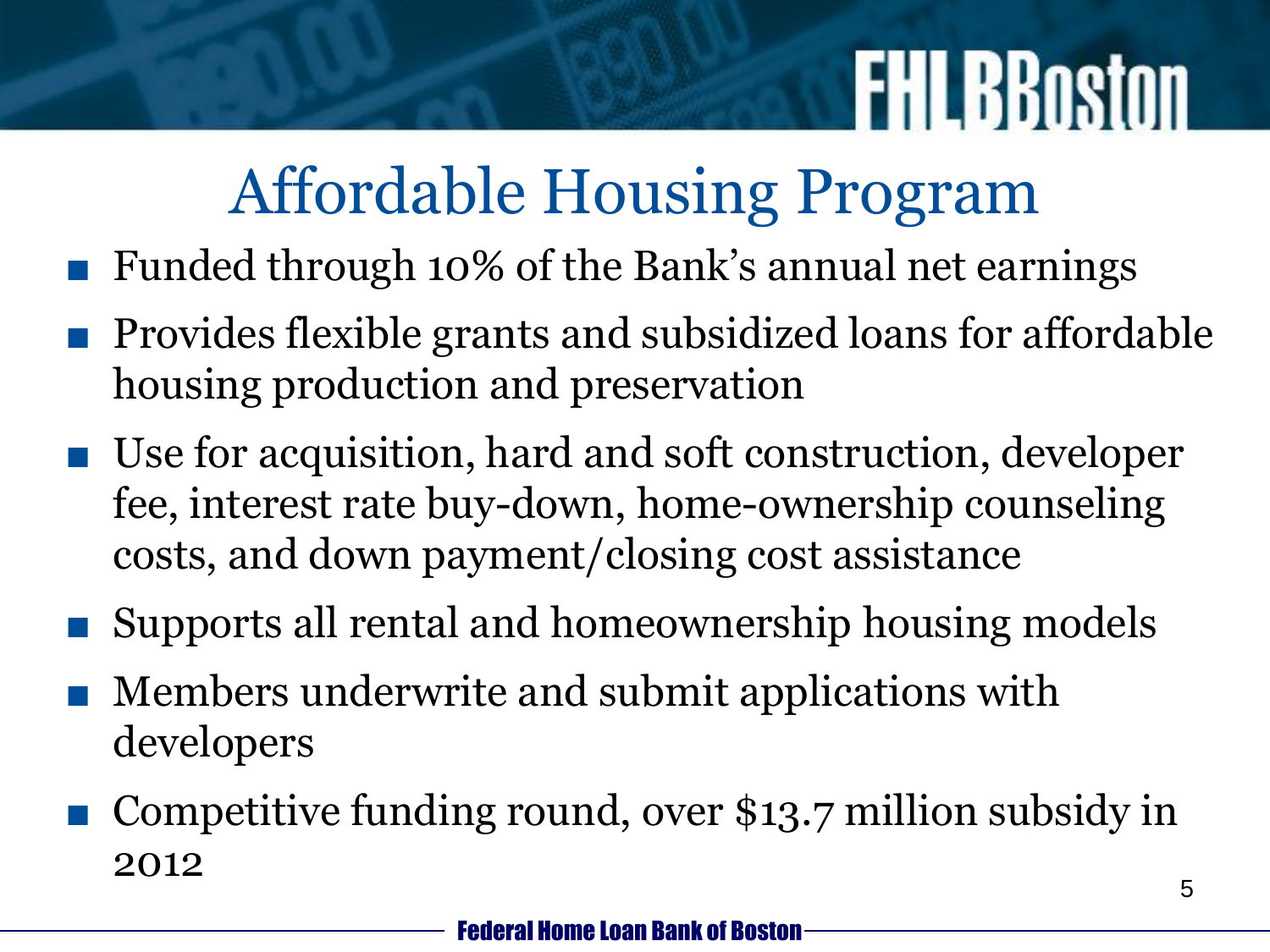# Affordable Housing Program

- Funded through 10% of the Bank's annual net earnings
- Provides flexible grants and subsidized loans for affordable housing production and preservation
- Use for acquisition, hard and soft construction, developer fee, interest rate buy-down, home-ownership counseling costs, and down payment/closing cost assistance
- Supports all rental and homeownership housing models
- Members underwrite and submit applications with developers
- Competitive funding round, over $13.7 million subsidy in 2012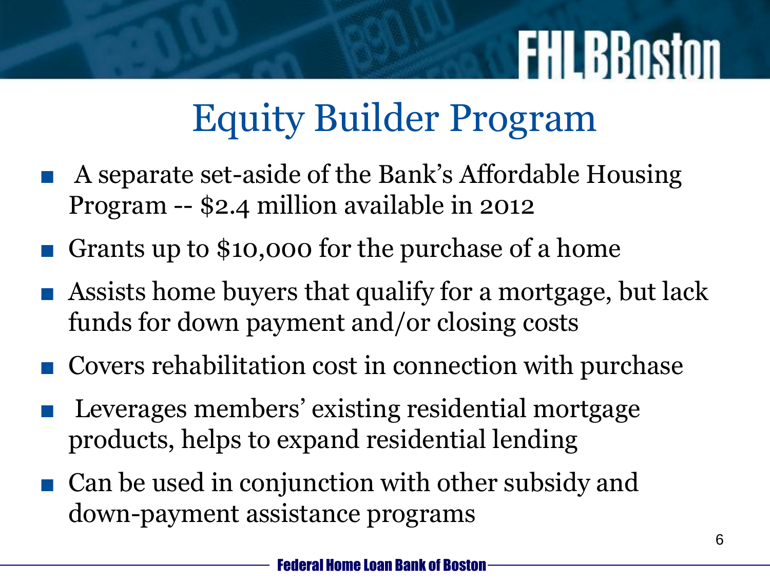# Equity Builder Program

- A separate set-aside of the Bank's Affordable Housing Program -- $2.4 million available in 2012
- Grants up to $10,000 for the purchase of a home
- Assists home buyers that qualify for a mortgage, but lack funds for down payment and/or closing costs
- Covers rehabilitation cost in connection with purchase
- Leverages members' existing residential mortgage products, helps to expand residential lending
- Can be used in conjunction with other subsidy and down-payment assistance programs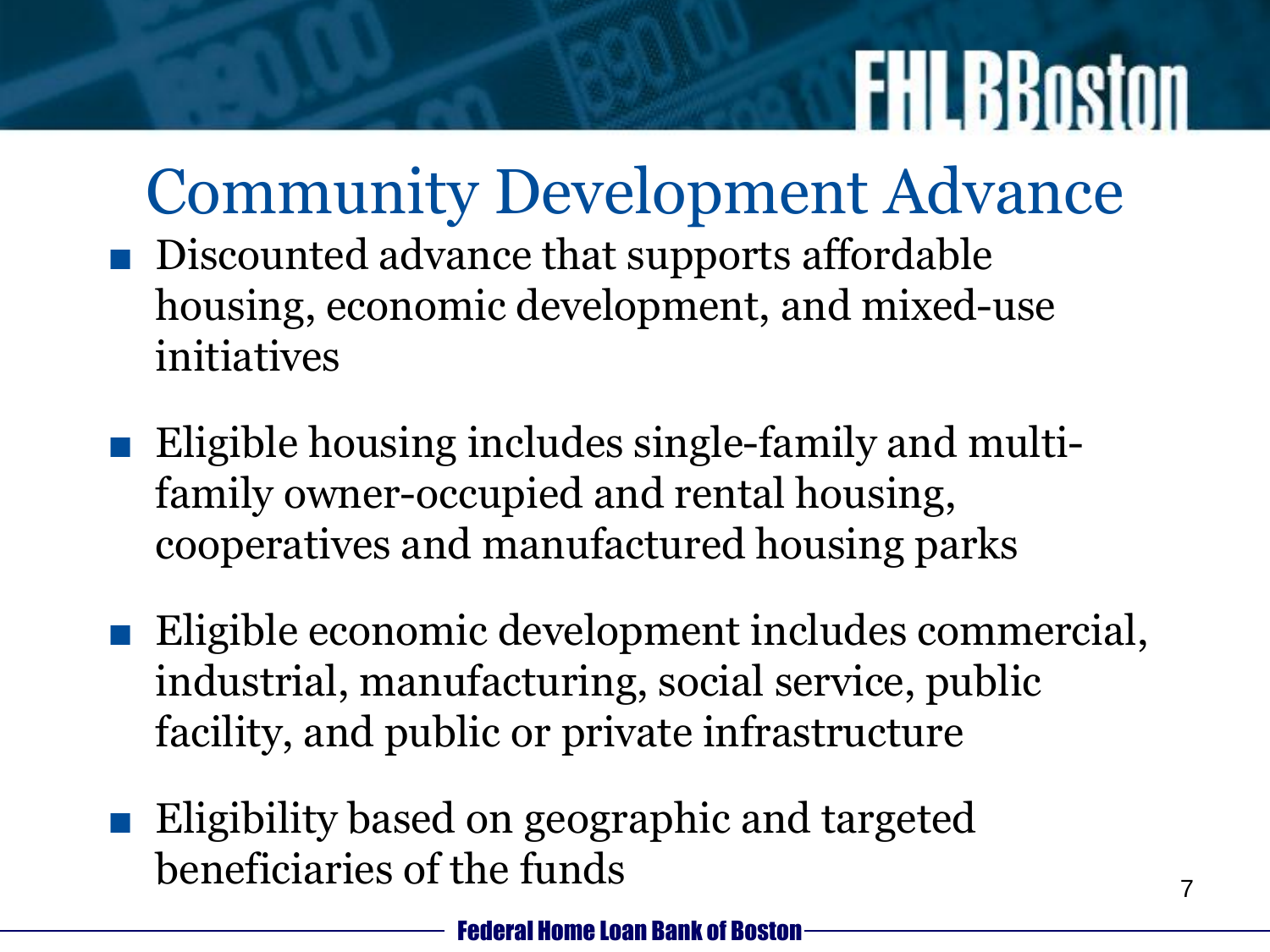# Community Development Advance

- Discounted advance that supports affordable housing, economic development, and mixed-use initiatives
- Eligible housing includes single-family and multi-family owner-occupied and rental housing, cooperatives and manufactured housing parks
- Eligible economic development includes commercial, industrial, manufacturing, social service, public facility, and public or private infrastructure
- Eligibility based on geographic and targeted beneficiaries of the funds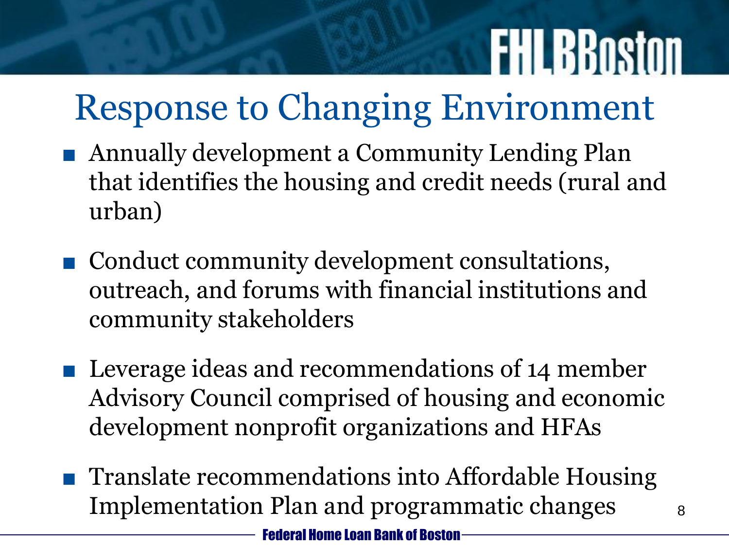# Response to Changing Environment

- Annually development a Community Lending Plan that identifies the housing and credit needs (rural and urban)
- Conduct community development consultations, outreach, and forums with financial institutions and community stakeholders
- Leverage ideas and recommendations of 14 member Advisory Council comprised of housing and economic development nonprofit organizations and HFAs
- Translate recommendations into Affordable Housing Implementation Plan and programmatic changes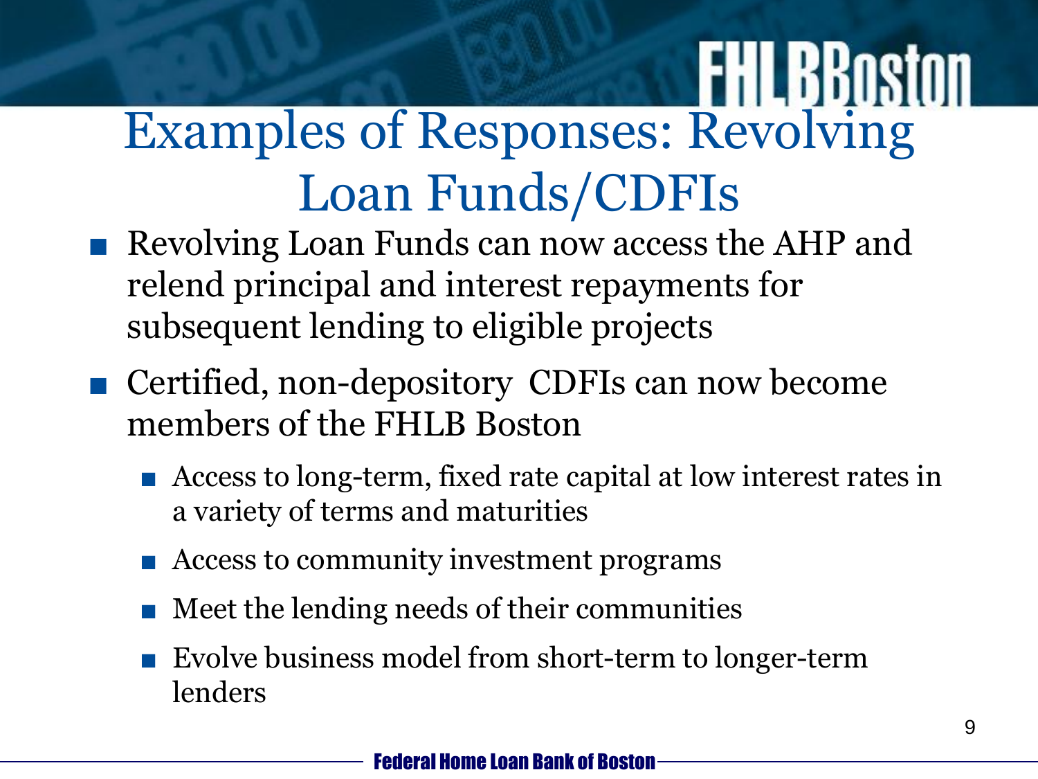# Examples of Responses: Revolving Loan Funds/CDFIs

- Revolving Loan Funds can now access the AHP and relend principal and interest repayments for subsequent lending to eligible projects
- Certified, non-depository CDFIs can now become members of the FHLB Boston
  - Access to long-term, fixed rate capital at low interest rates in a variety of terms and maturities
  - Access to community investment programs
  - Meet the lending needs of their communities
  - Evolve business model from short-term to longer-term lenders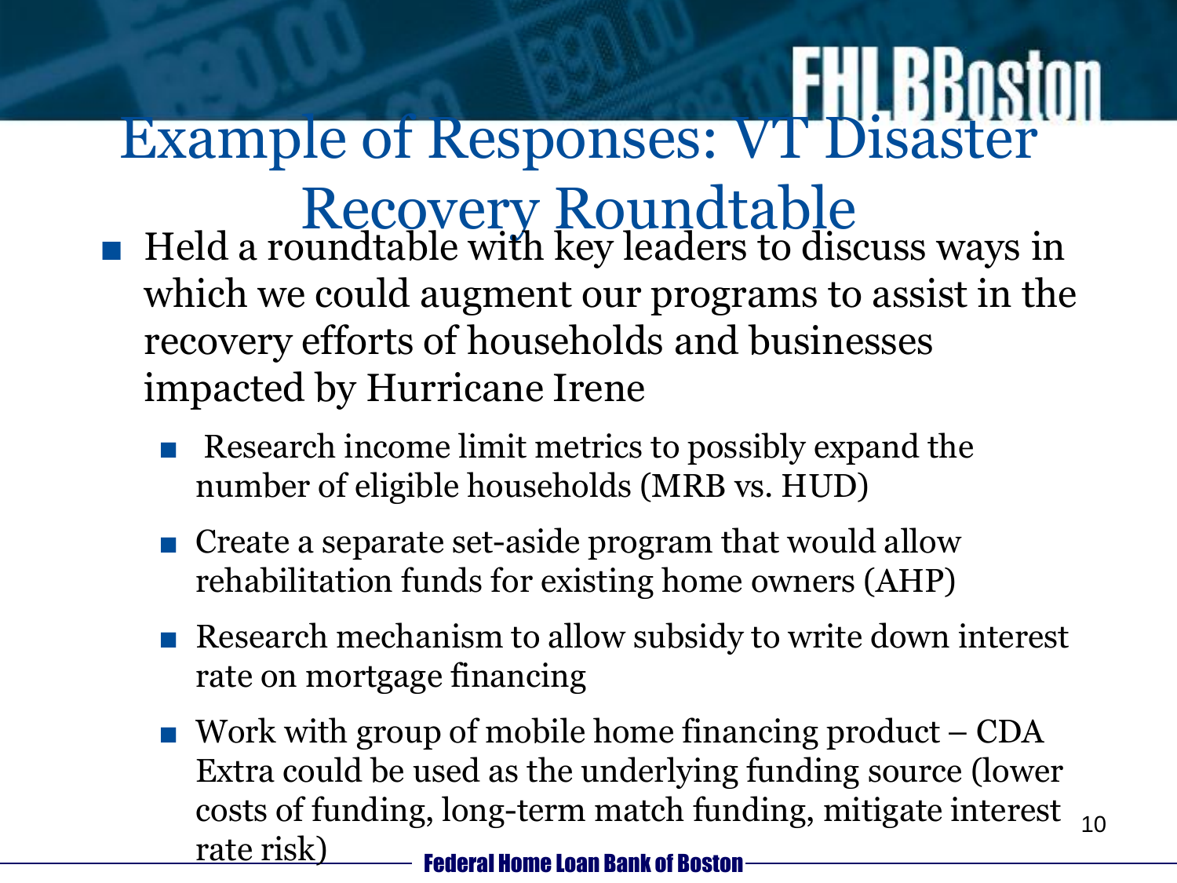# Example of Responses: VT Disaster Recovery Roundtable

- Held a roundtable with key leaders to discuss ways in which we could augment our programs to assist in the recovery efforts of households and businesses impacted by Hurricane Irene
  - Research income limit metrics to possibly expand the number of eligible households (MRB vs. HUD)
  - Create a separate set-aside program that would allow rehabilitation funds for existing home owners (AHP)
  - Research mechanism to allow subsidy to write down interest rate on mortgage financing
  - Work with group of mobile home financing product – CDA Extra could be used as the underlying funding source (lower costs of funding, long-term match funding, mitigate interest rate risk)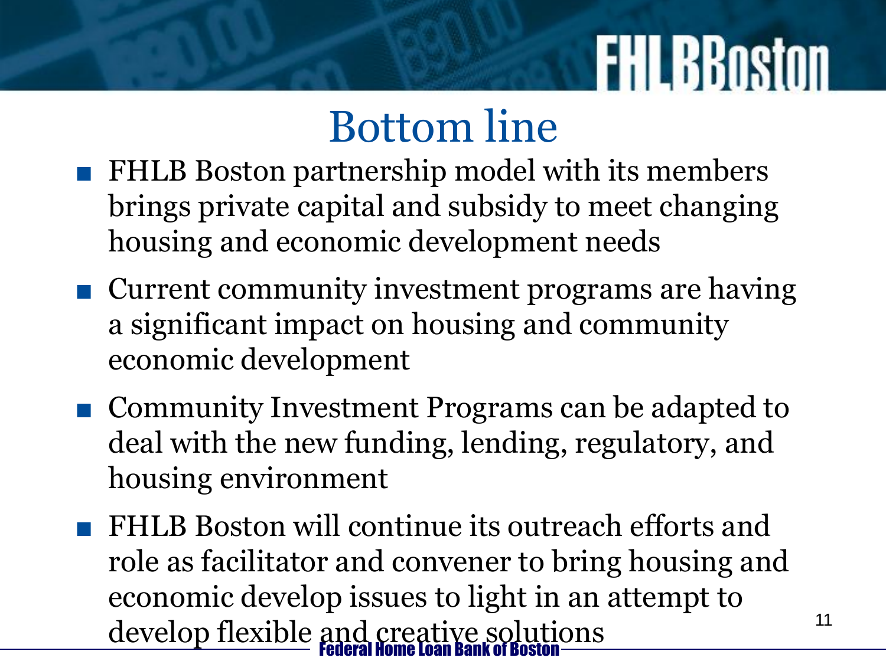# Bottom line

- FHLB Boston partnership model with its members brings private capital and subsidy to meet changing housing and economic development needs
- Current community investment programs are having a significant impact on housing and community economic development
- Community Investment Programs can be adapted to deal with the new funding, lending, regulatory, and housing environment
- FHLB Boston will continue its outreach efforts and role as facilitator and convener to bring housing and economic develop issues to light in an attempt to develop flexible and creative solutions